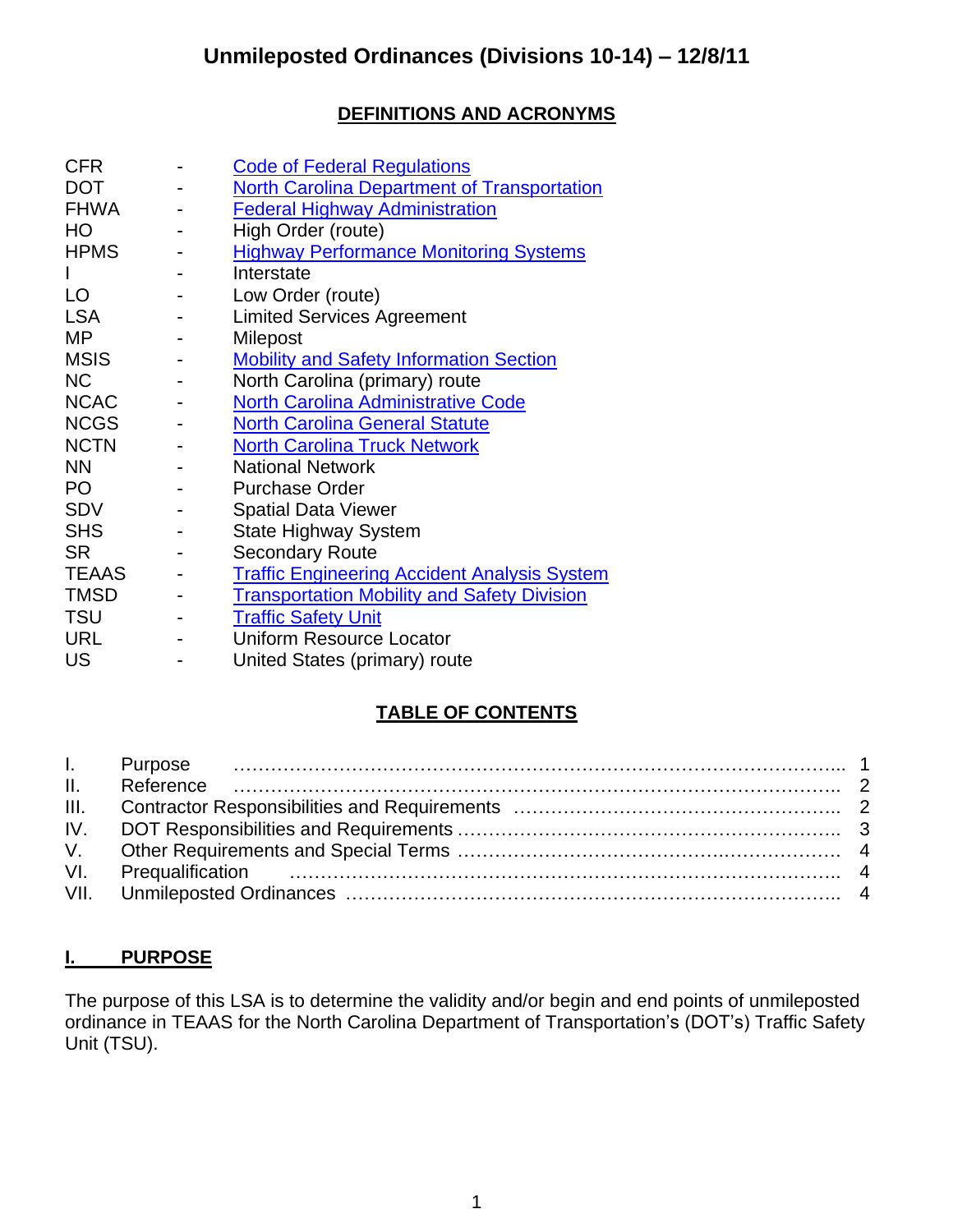# Unmileposted Ordinances (Divisions 10-14) – 12/8/11

## DEFINITIONS AND ACRONYMS

| | | |
|---|---|---|
| CFR | - | Code of Federal Regulations |
| DOT | - | North Carolina Department of Transportation |
| FHWA | - | Federal Highway Administration |
| HO | - | High Order (route) |
| HPMS | - | Highway Performance Monitoring Systems |
| I | - | Interstate |
| LO | - | Low Order (route) |
| LSA | - | Limited Services Agreement |
| MP | - | Milepost |
| MSIS | - | Mobility and Safety Information Section |
| NC | - | North Carolina (primary) route |
| NCAC | - | North Carolina Administrative Code |
| NCGS | - | North Carolina General Statute |
| NCTN | - | North Carolina Truck Network |
| NN | - | National Network |
| PO | - | Purchase Order |
| SDV | - | Spatial Data Viewer |
| SHS | - | State Highway System |
| SR | - | Secondary Route |
| TEAAS | - | Traffic Engineering Accident Analysis System |
| TMSD | - | Transportation Mobility and Safety Division |
| TSU | - | Traffic Safety Unit |
| URL | - | Uniform Resource Locator |
| US | - | United States (primary) route |

## TABLE OF CONTENTS

| | | |
|---|---|---|
| I. | Purpose | 1 |
| II. | Reference | 2 |
| III. | Contractor Responsibilities and Requirements | 2 |
| IV. | DOT Responsibilities and Requirements | 3 |
| V. | Other Requirements and Special Terms | 4 |
| VI. | Prequalification | 4 |
| VII. | Unmileposted Ordinances | 4 |

## I. PURPOSE

The purpose of this LSA is to determine the validity and/or begin and end points of unmileposted ordinance in TEAAS for the North Carolina Department of Transportation's (DOT's) Traffic Safety Unit (TSU).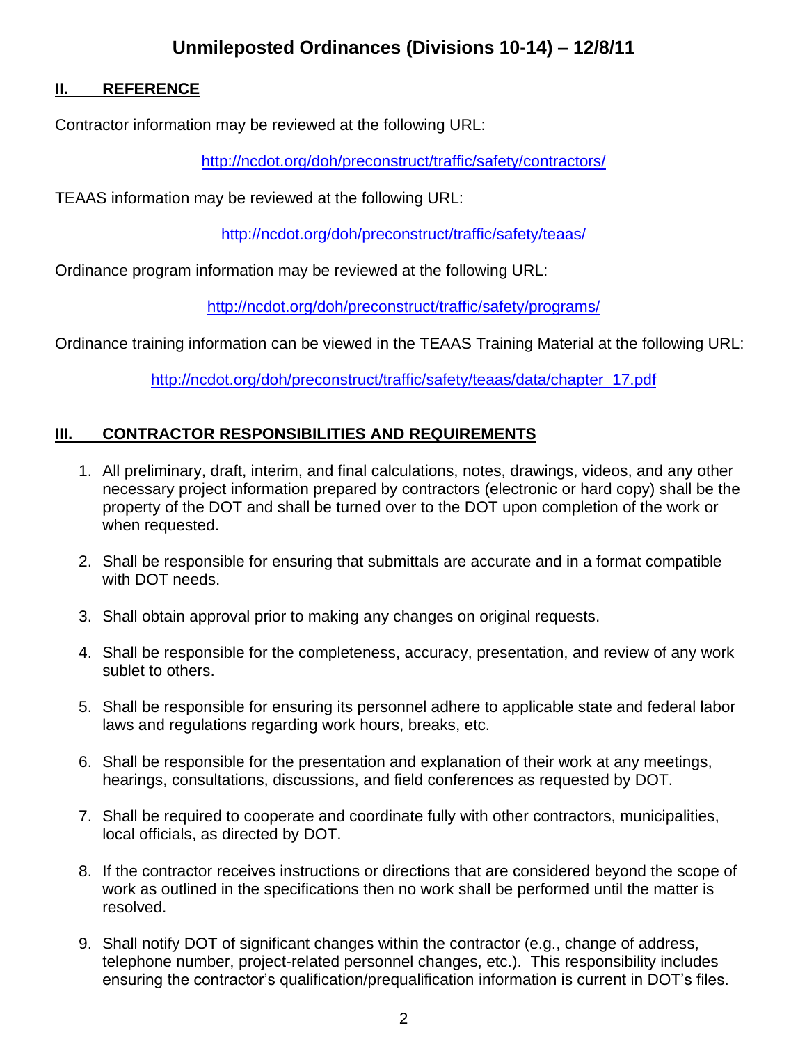## II. REFERENCE

Contractor information may be reviewed at the following URL:

http://ncdot.org/doh/preconstruct/traffic/safety/contractors/

TEAAS information may be reviewed at the following URL:

http://ncdot.org/doh/preconstruct/traffic/safety/teaas/

Ordinance program information may be reviewed at the following URL:

http://ncdot.org/doh/preconstruct/traffic/safety/programs/

Ordinance training information can be viewed in the TEAAS Training Material at the following URL:

http://ncdot.org/doh/preconstruct/traffic/safety/teaas/data/chapter_17.pdf

## III. CONTRACTOR RESPONSIBILITIES AND REQUIREMENTS

1. All preliminary, draft, interim, and final calculations, notes, drawings, videos, and any other necessary project information prepared by contractors (electronic or hard copy) shall be the property of the DOT and shall be turned over to the DOT upon completion of the work or when requested.

2. Shall be responsible for ensuring that submittals are accurate and in a format compatible with DOT needs.

3. Shall obtain approval prior to making any changes on original requests.

4. Shall be responsible for the completeness, accuracy, presentation, and review of any work sublet to others.

5. Shall be responsible for ensuring its personnel adhere to applicable state and federal labor laws and regulations regarding work hours, breaks, etc.

6. Shall be responsible for the presentation and explanation of their work at any meetings, hearings, consultations, discussions, and field conferences as requested by DOT.

7. Shall be required to cooperate and coordinate fully with other contractors, municipalities, local officials, as directed by DOT.

8. If the contractor receives instructions or directions that are considered beyond the scope of work as outlined in the specifications then no work shall be performed until the matter is resolved.

9. Shall notify DOT of significant changes within the contractor (e.g., change of address, telephone number, project-related personnel changes, etc.). This responsibility includes ensuring the contractor's qualification/prequalification information is current in DOT's files.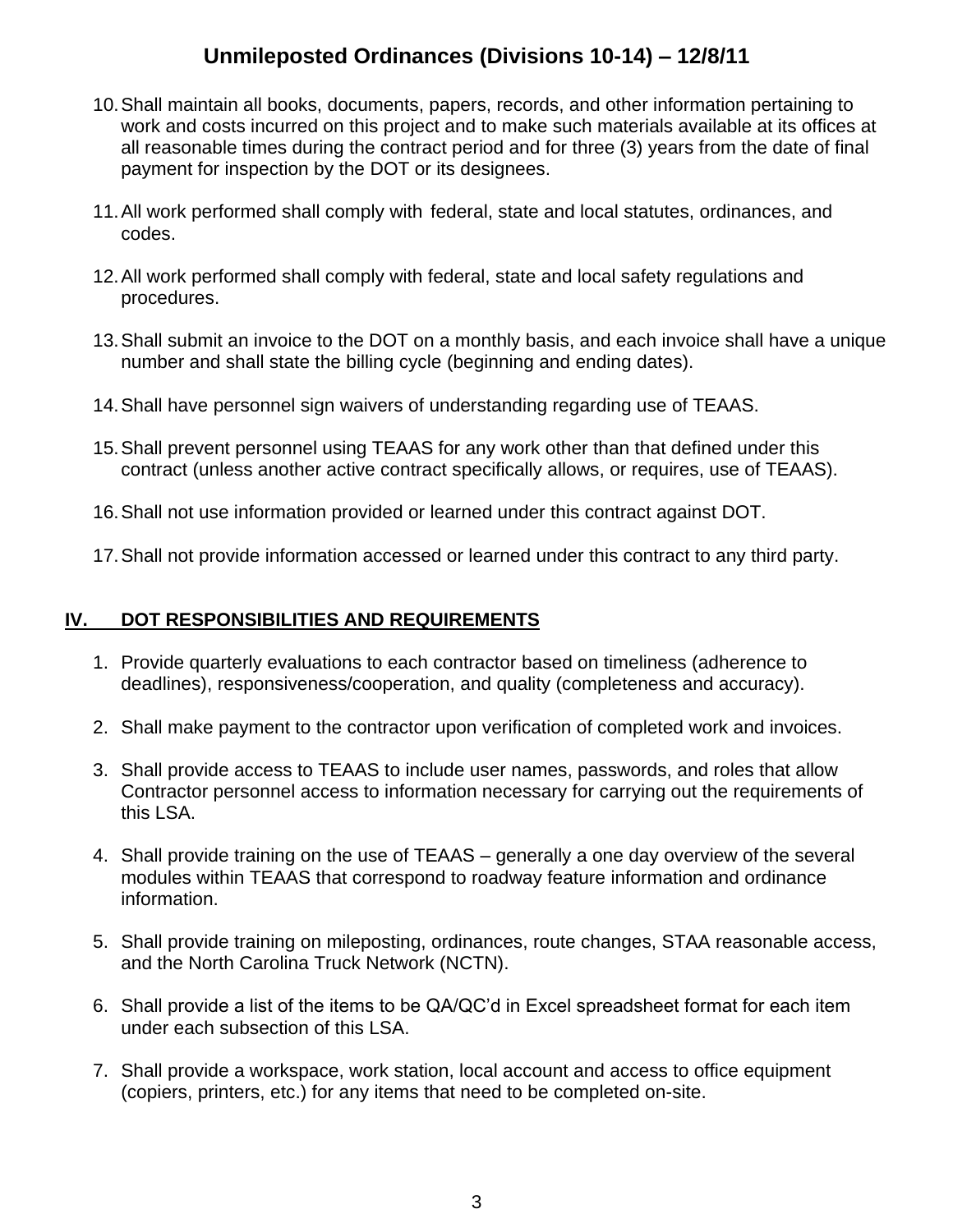10. Shall maintain all books, documents, papers, records, and other information pertaining to work and costs incurred on this project and to make such materials available at its offices at all reasonable times during the contract period and for three (3) years from the date of final payment for inspection by the DOT or its designees.

11. All work performed shall comply with federal, state and local statutes, ordinances, and codes.

12. All work performed shall comply with federal, state and local safety regulations and procedures.

13. Shall submit an invoice to the DOT on a monthly basis, and each invoice shall have a unique number and shall state the billing cycle (beginning and ending dates).

14. Shall have personnel sign waivers of understanding regarding use of TEAAS.

15. Shall prevent personnel using TEAAS for any work other than that defined under this contract (unless another active contract specifically allows, or requires, use of TEAAS).

16. Shall not use information provided or learned under this contract against DOT.

17. Shall not provide information accessed or learned under this contract to any third party.

## IV. DOT RESPONSIBILITIES AND REQUIREMENTS

1. Provide quarterly evaluations to each contractor based on timeliness (adherence to deadlines), responsiveness/cooperation, and quality (completeness and accuracy).

2. Shall make payment to the contractor upon verification of completed work and invoices.

3. Shall provide access to TEAAS to include user names, passwords, and roles that allow Contractor personnel access to information necessary for carrying out the requirements of this LSA.

4. Shall provide training on the use of TEAAS – generally a one day overview of the several modules within TEAAS that correspond to roadway feature information and ordinance information.

5. Shall provide training on mileposting, ordinances, route changes, STAA reasonable access, and the North Carolina Truck Network (NCTN).

6. Shall provide a list of the items to be QA/QC'd in Excel spreadsheet format for each item under each subsection of this LSA.

7. Shall provide a workspace, work station, local account and access to office equipment (copiers, printers, etc.) for any items that need to be completed on-site.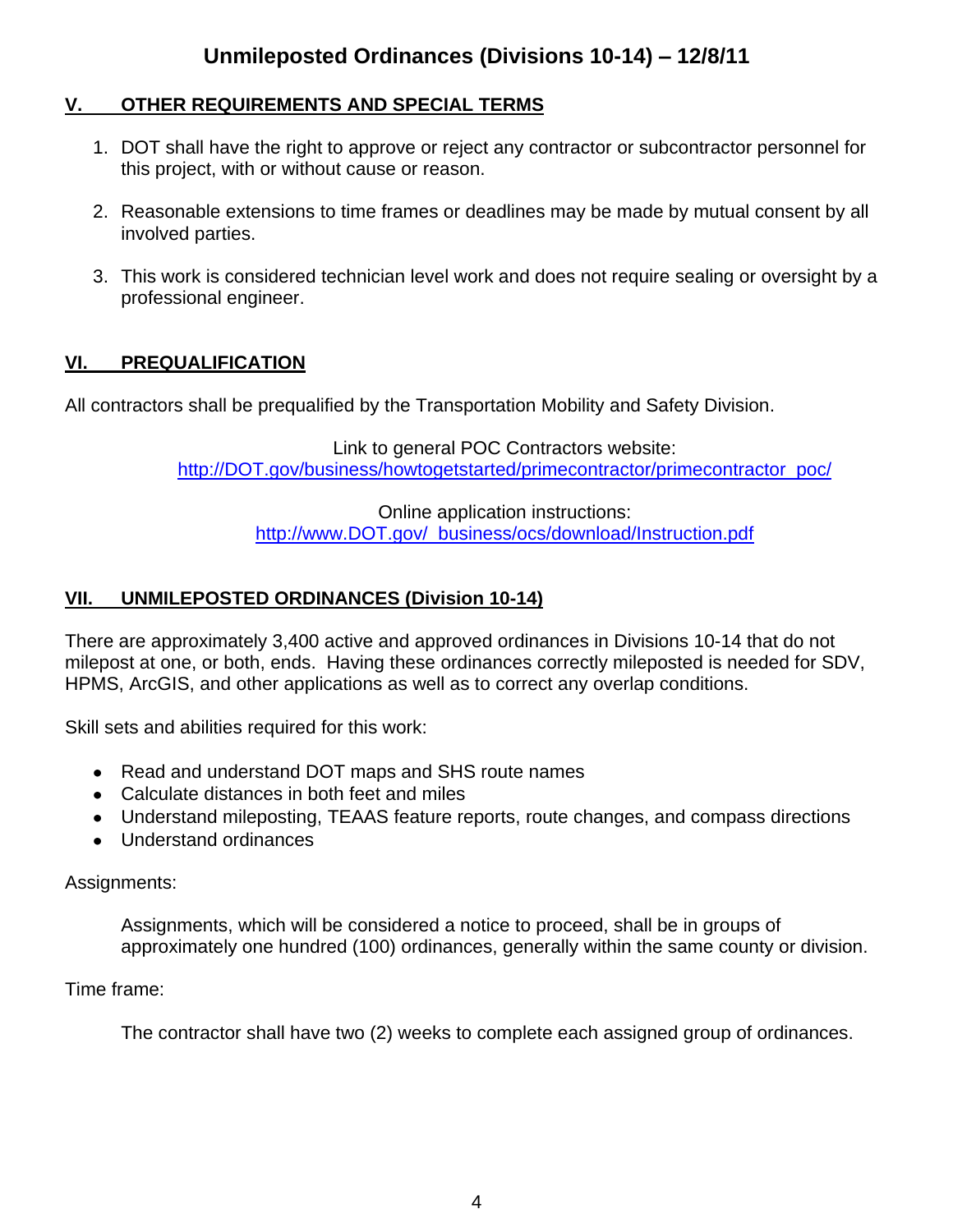## V. OTHER REQUIREMENTS AND SPECIAL TERMS

1. DOT shall have the right to approve or reject any contractor or subcontractor personnel for this project, with or without cause or reason.

2. Reasonable extensions to time frames or deadlines may be made by mutual consent by all involved parties.

3. This work is considered technician level work and does not require sealing or oversight by a professional engineer.

## VI. PREQUALIFICATION

All contractors shall be prequalified by the Transportation Mobility and Safety Division.

Link to general POC Contractors website:
http://DOT.gov/business/howtogetstarted/primecontractor/primecontractor_poc/

Online application instructions:
http://www.DOT.gov/_business/ocs/download/Instruction.pdf

## VII. UNMILEPOSTED ORDINANCES (Division 10-14)

There are approximately 3,400 active and approved ordinances in Divisions 10-14 that do not milepost at one, or both, ends. Having these ordinances correctly mileposted is needed for SDV, HPMS, ArcGIS, and other applications as well as to correct any overlap conditions.

Skill sets and abilities required for this work:

- Read and understand DOT maps and SHS route names
- Calculate distances in both feet and miles
- Understand mileposting, TEAAS feature reports, route changes, and compass directions
- Understand ordinances

Assignments:

Assignments, which will be considered a notice to proceed, shall be in groups of approximately one hundred (100) ordinances, generally within the same county or division.

Time frame:

The contractor shall have two (2) weeks to complete each assigned group of ordinances.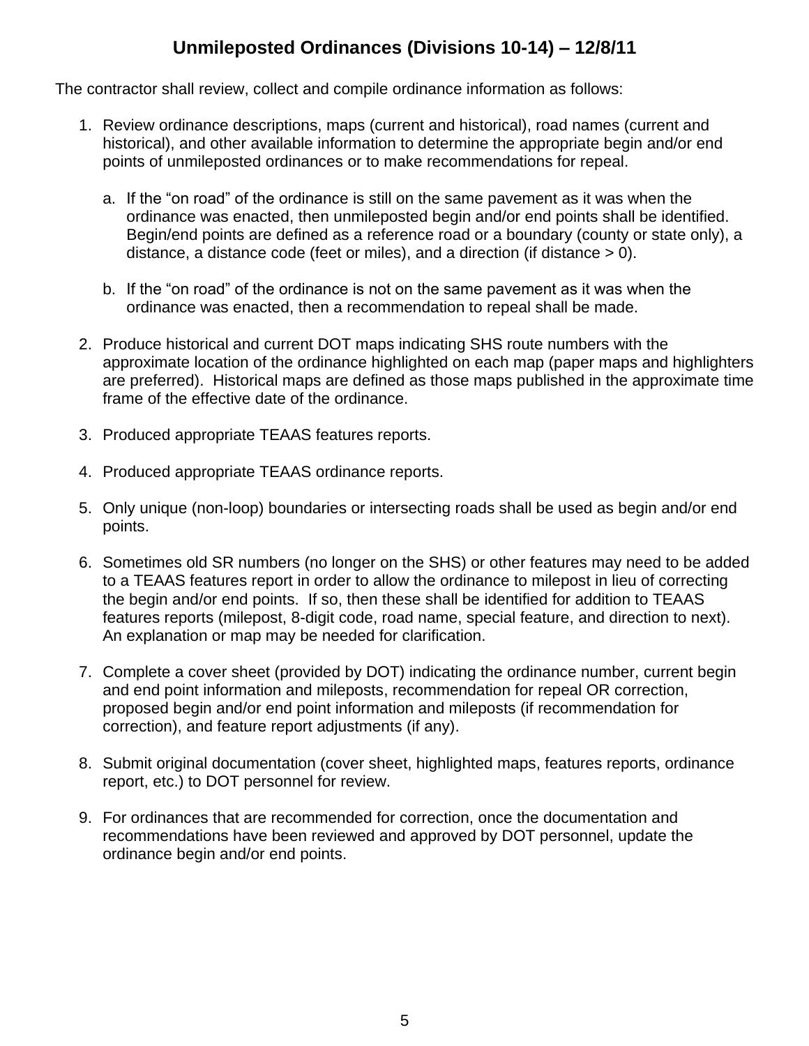# Unmileposted Ordinances (Divisions 10-14) – 12/8/11

The contractor shall review, collect and compile ordinance information as follows:

1. Review ordinance descriptions, maps (current and historical), road names (current and historical), and other available information to determine the appropriate begin and/or end points of unmileposted ordinances or to make recommendations for repeal.

   a. If the "on road" of the ordinance is still on the same pavement as it was when the ordinance was enacted, then unmileposted begin and/or end points shall be identified. Begin/end points are defined as a reference road or a boundary (county or state only), a distance, a distance code (feet or miles), and a direction (if distance > 0).

   b. If the "on road" of the ordinance is not on the same pavement as it was when the ordinance was enacted, then a recommendation to repeal shall be made.

2. Produce historical and current DOT maps indicating SHS route numbers with the approximate location of the ordinance highlighted on each map (paper maps and highlighters are preferred). Historical maps are defined as those maps published in the approximate time frame of the effective date of the ordinance.

3. Produced appropriate TEAAS features reports.

4. Produced appropriate TEAAS ordinance reports.

5. Only unique (non-loop) boundaries or intersecting roads shall be used as begin and/or end points.

6. Sometimes old SR numbers (no longer on the SHS) or other features may need to be added to a TEAAS features report in order to allow the ordinance to milepost in lieu of correcting the begin and/or end points. If so, then these shall be identified for addition to TEAAS features reports (milepost, 8-digit code, road name, special feature, and direction to next). An explanation or map may be needed for clarification.

7. Complete a cover sheet (provided by DOT) indicating the ordinance number, current begin and end point information and mileposts, recommendation for repeal OR correction, proposed begin and/or end point information and mileposts (if recommendation for correction), and feature report adjustments (if any).

8. Submit original documentation (cover sheet, highlighted maps, features reports, ordinance report, etc.) to DOT personnel for review.

9. For ordinances that are recommended for correction, once the documentation and recommendations have been reviewed and approved by DOT personnel, update the ordinance begin and/or end points.